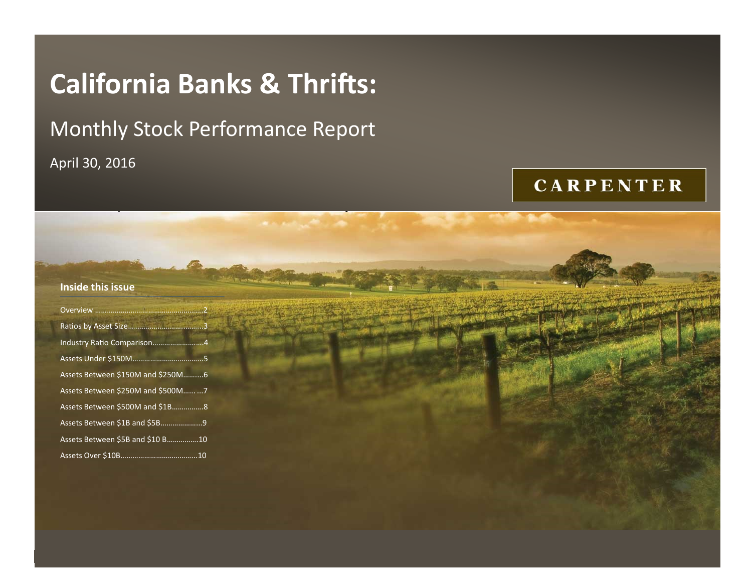# California Banks & Thrifts:

## Monthly Stock Performance Report

April 30, 2016

CARPENTER

### Inside this issue

- Overview ....................................................2
- Ratios by Asset Size......................................3
- Industry Ratio Comparison..........................4
- Assets Under $150M....................................5
- Assets Between $150M and $250M..........6
- Assets Between $250M and $500M...... ...7
- Assets Between $500M and $1B................8
- Assets Between $1B and $5B.....................9
- Assets Between $5B and $10 B................10
- Assets Over $10B......................................10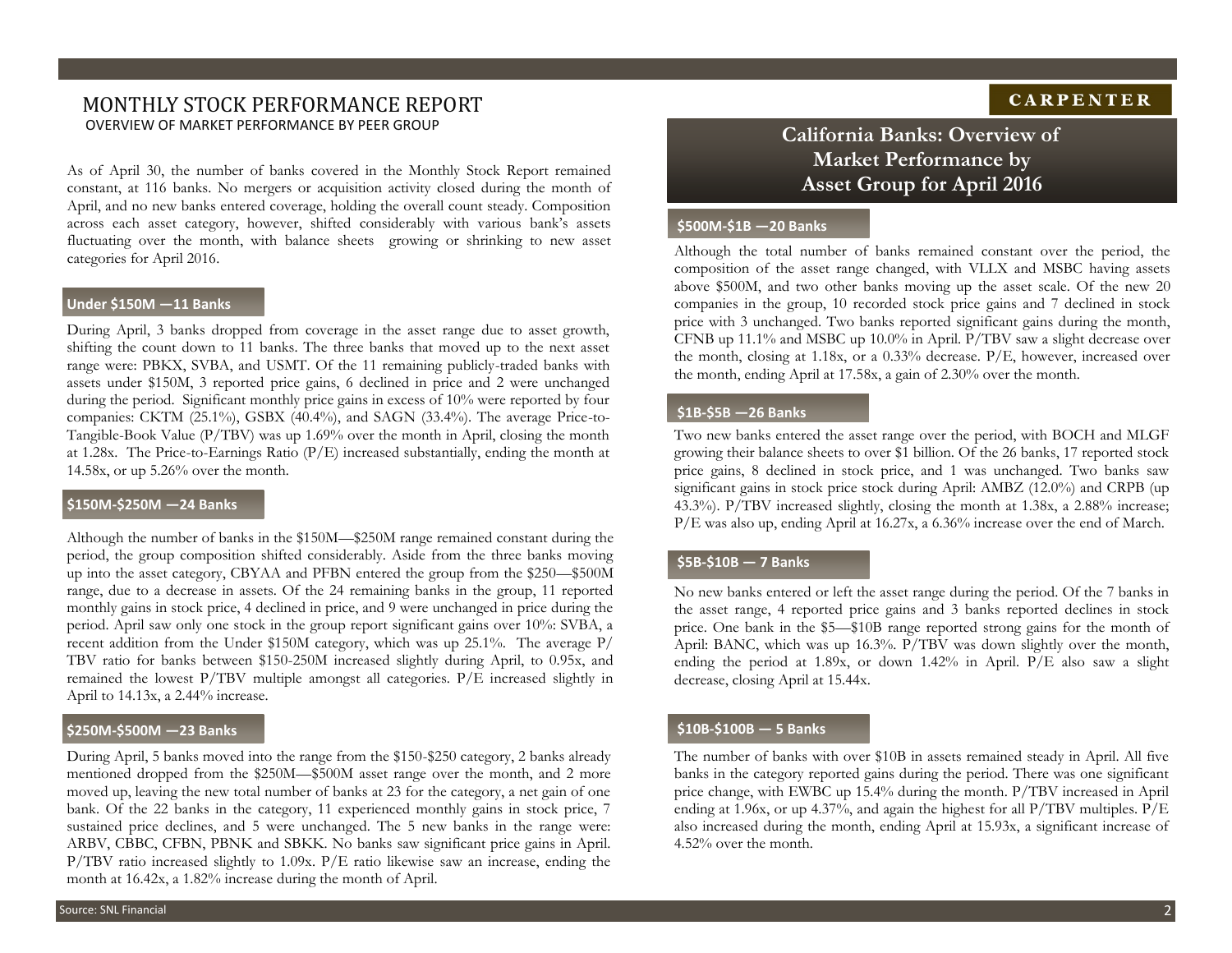# MONTHLY STOCK PERFORMANCE REPORT

OVERVIEW OF MARKET PERFORMANCE BY PEER GROUP

As of April 30, the number of banks covered in the Monthly Stock Report remained constant, at 116 banks. No mergers or acquisition activity closed during the month of April, and no new banks entered coverage, holding the overall count steady. Composition across each asset category, however, shifted considerably with various bank's assets fluctuating over the month, with balance sheets growing or shrinking to new asset categories for April 2016.

### Under $150M —11 Banks

During April, 3 banks dropped from coverage in the asset range due to asset growth, shifting the count down to 11 banks. The three banks that moved up to the next asset range were: PBKX, SVBA, and USMT. Of the 11 remaining publicly-traded banks with assets under $150M, 3 reported price gains, 6 declined in price and 2 were unchanged during the period. Significant monthly price gains in excess of 10% were reported by four companies: CKTM (25.1%), GSBX (40.4%), and SAGN (33.4%). The average Price-to-Tangible-Book Value (P/TBV) was up 1.69% over the month in April, closing the month at 1.28x. The Price-to-Earnings Ratio (P/E) increased substantially, ending the month at 14.58x, or up 5.26% over the month.

### $150M-$250M —24 Banks

Although the number of banks in the $150M—$250M range remained constant during the period, the group composition shifted considerably. Aside from the three banks moving up into the asset category, CBYAA and PFBN entered the group from the $250—$500M range, due to a decrease in assets. Of the 24 remaining banks in the group, 11 reported monthly gains in stock price, 4 declined in price, and 9 were unchanged in price during the period. April saw only one stock in the group report significant gains over 10%: SVBA, a recent addition from the Under $150M category, which was up 25.1%. The average P/TBV ratio for banks between $150-250M increased slightly during April, to 0.95x, and remained the lowest P/TBV multiple amongst all categories. P/E increased slightly in April to 14.13x, a 2.44% increase.

### $250M-$500M —23 Banks

During April, 5 banks moved into the range from the $150-$250 category, 2 banks already mentioned dropped from the $250M—$500M asset range over the month, and 2 more moved up, leaving the new total number of banks at 23 for the category, a net gain of one bank. Of the 22 banks in the category, 11 experienced monthly gains in stock price, 7 sustained price declines, and 5 were unchanged. The 5 new banks in the range were: ARBV, CBBC, CFBN, PBNK and SBKK. No banks saw significant price gains in April. P/TBV ratio increased slightly to 1.09x. P/E ratio likewise saw an increase, ending the month at 16.42x, a 1.82% increase during the month of April.

**CARPENTER**

## California Banks: Overview of Market Performance by Asset Group for April 2016

### $500M-$1B —20 Banks

Although the total number of banks remained constant over the period, the composition of the asset range changed, with VLLX and MSBC having assets above $500M, and two other banks moving up the asset scale. Of the new 20 companies in the group, 10 recorded stock price gains and 7 declined in stock price with 3 unchanged. Two banks reported significant gains during the month, CFNB up 11.1% and MSBC up 10.0% in April. P/TBV saw a slight decrease over the month, closing at 1.18x, or a 0.33% decrease. P/E, however, increased over the month, ending April at 17.58x, a gain of 2.30% over the month.

### $1B-$5B —26 Banks

Two new banks entered the asset range over the period, with BOCH and MLGF growing their balance sheets to over $1 billion. Of the 26 banks, 17 reported stock price gains, 8 declined in stock price, and 1 was unchanged. Two banks saw significant gains in stock price stock during April: AMBZ (12.0%) and CRPB (up 43.3%). P/TBV increased slightly, closing the month at 1.38x, a 2.88% increase; P/E was also up, ending April at 16.27x, a 6.36% increase over the end of March.

### $5B-$10B — 7 Banks

No new banks entered or left the asset range during the period. Of the 7 banks in the asset range, 4 reported price gains and 3 banks reported declines in stock price. One bank in the $5—$10B range reported strong gains for the month of April: BANC, which was up 16.3%. P/TBV was down slightly over the month, ending the period at 1.89x, or down 1.42% in April. P/E also saw a slight decrease, closing April at 15.44x.

### $10B-$100B — 5 Banks

The number of banks with over $10B in assets remained steady in April. All five banks in the category reported gains during the period. There was one significant price change, with EWBC up 15.4% during the month. P/TBV increased in April ending at 1.96x, or up 4.37%, and again the highest for all P/TBV multiples. P/E also increased during the month, ending April at 15.93x, a significant increase of 4.52% over the month.

Source: SNL Financial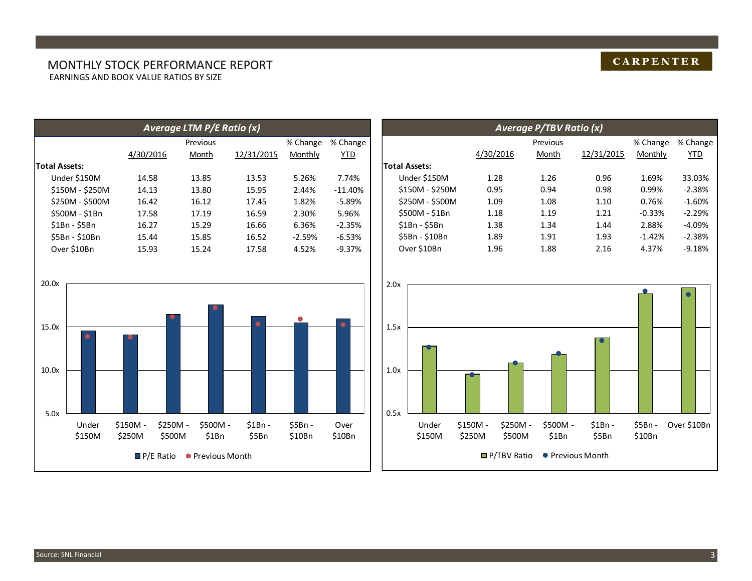# MONTHLY STOCK PERFORMANCE REPORT

EARNINGS AND BOOK VALUE RATIOS BY SIZE

## Average LTM P/E Ratio (x)

| | 4/30/2016 | Previous Month | 12/31/2015 | % Change Monthly | % Change YTD |
|---|---|---|---|---|---|
| **Total Assets:** | | | | | |
| Under $150M | 14.58 | 13.85 | 13.53 | 5.26% | 7.74% |
| $150M - $250M | 14.13 | 13.80 | 15.95 | 2.44% | -11.40% |
| $250M - $500M | 16.42 | 16.12 | 17.45 | 1.82% | -5.89% |
| $500M - $1Bn | 17.58 | 17.19 | 16.59 | 2.30% | 5.96% |
| $1Bn - $5Bn | 16.27 | 15.29 | 16.66 | 6.36% | -2.35% |
| $5Bn - $10Bn | 15.44 | 15.85 | 16.52 | -2.59% | -6.53% |
| Over $10Bn | 15.93 | 15.24 | 17.58 | 4.52% | -9.37% |

## Average P/TBV Ratio (x)

| | 4/30/2016 | Previous Month | 12/31/2015 | % Change Monthly | % Change YTD |
|---|---|---|---|---|---|
| **Total Assets:** | | | | | |
| Under $150M | 1.28 | 1.26 | 0.96 | 1.69% | 33.03% |
| $150M - $250M | 0.95 | 0.94 | 0.98 | 0.99% | -2.38% |
| $250M - $500M | 1.09 | 1.08 | 1.10 | 0.76% | -1.60% |
| $500M - $1Bn | 1.18 | 1.19 | 1.21 | -0.33% | -2.29% |
| $1Bn - $5Bn | 1.38 | 1.34 | 1.44 | 2.88% | -4.09% |
| $5Bn - $10Bn | 1.89 | 1.91 | 1.93 | -1.42% | -2.38% |
| Over $10Bn | 1.96 | 1.88 | 2.16 | 4.37% | -9.18% |

Source: SNL Financial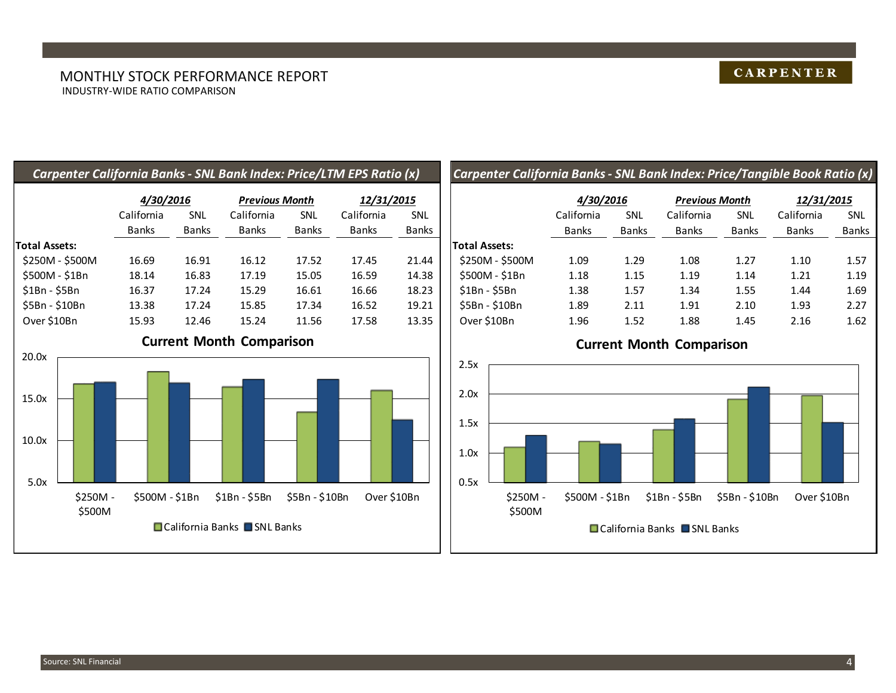# MONTHLY STOCK PERFORMANCE REPORT

INDUSTRY-WIDE RATIO COMPARISON

## *Carpenter California Banks - SNL Bank Index: Price/LTM EPS Ratio (x)*

| | ***4/30/2016*** | | ***Previous Month*** | | ***12/31/2015*** | |
|---|---|---|---|---|---|---|
| | California Banks | SNL Banks | California Banks | SNL Banks | California Banks | SNL Banks |
| **Total Assets:** | | | | | | |
| $250M - $500M | 16.69 | 16.91 | 16.12 | 17.52 | 17.45 | 21.44 |
| $500M - $1Bn | 18.14 | 16.83 | 17.19 | 15.05 | 16.59 | 14.38 |
| $1Bn - $5Bn | 16.37 | 17.24 | 15.29 | 16.61 | 16.66 | 18.23 |
| $5Bn - $10Bn | 13.38 | 17.24 | 15.85 | 17.34 | 16.52 | 19.21 |
| Over $10Bn | 15.93 | 12.46 | 15.24 | 11.56 | 17.58 | 13.35 |

### Current Month Comparison

## *Carpenter California Banks - SNL Bank Index: Price/Tangible Book Ratio (x)*

| | ***4/30/2016*** | | ***Previous Month*** | | ***12/31/2015*** | |
|---|---|---|---|---|---|---|
| | California Banks | SNL Banks | California Banks | SNL Banks | California Banks | SNL Banks |
| **Total Assets:** | | | | | | |
| $250M - $500M | 1.09 | 1.29 | 1.08 | 1.27 | 1.10 | 1.57 |
| $500M - $1Bn | 1.18 | 1.15 | 1.19 | 1.14 | 1.21 | 1.19 |
| $1Bn - $5Bn | 1.38 | 1.57 | 1.34 | 1.55 | 1.44 | 1.69 |
| $5Bn - $10Bn | 1.89 | 2.11 | 1.91 | 2.10 | 1.93 | 2.27 |
| Over $10Bn | 1.96 | 1.52 | 1.88 | 1.45 | 2.16 | 1.62 |

### Current Month Comparison

Source: SNL Financial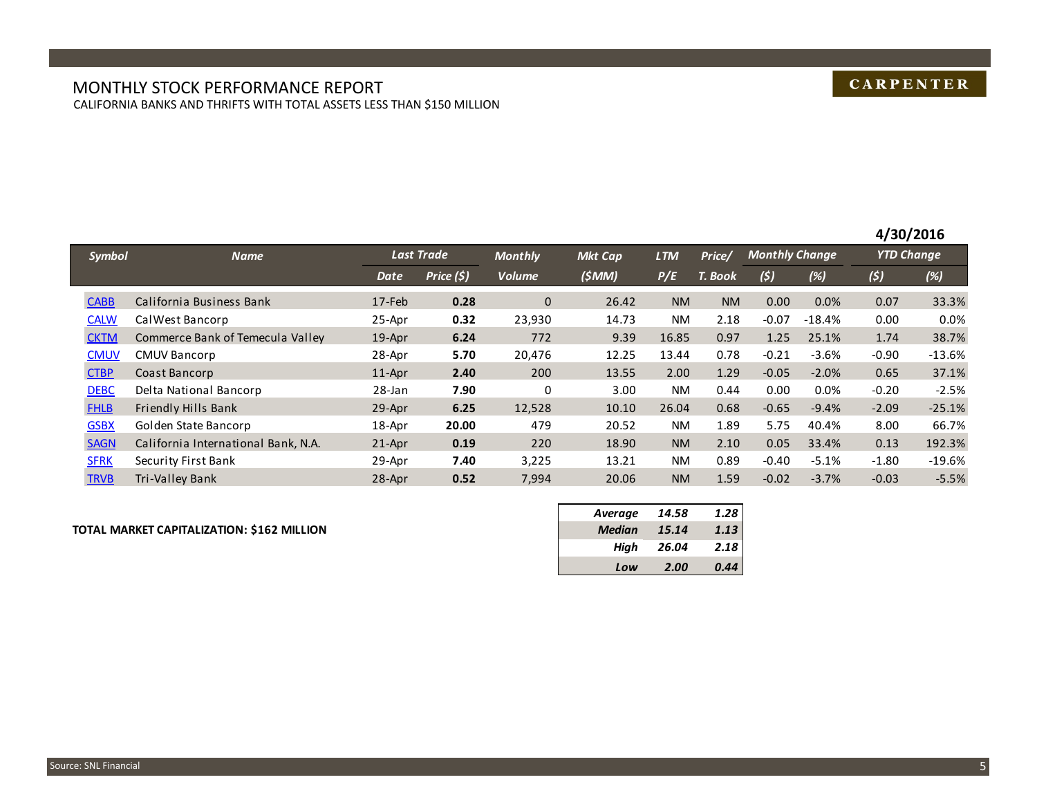# MONTHLY STOCK PERFORMANCE REPORT

CALIFORNIA BANKS AND THRIFTS WITH TOTAL ASSETS LESS THAN $150 MILLION

**4/30/2016**

| Symbol | Name | Last Trade | | Monthly | Mkt Cap | LTM | Price/ | Monthly Change | | YTD Change | |
|---|---|---|---|---|---|---|---|---|---|---|---|
| | | Date | Price ($) | Volume | ($MM) | P/E | T. Book | ($) | (%) | ($) | (%) |
| CABB | California Business Bank | 17-Feb | **0.28** | 0 | 26.42 | NM | NM | 0.00 | 0.0% | 0.07 | 33.3% |
| CALW | CalWest Bancorp | 25-Apr | **0.32** | 23,930 | 14.73 | NM | 2.18 | -0.07 | -18.4% | 0.00 | 0.0% |
| CKTM | Commerce Bank of Temecula Valley | 19-Apr | **6.24** | 772 | 9.39 | 16.85 | 0.97 | 1.25 | 25.1% | 1.74 | 38.7% |
| CMUV | CMUV Bancorp | 28-Apr | **5.70** | 20,476 | 12.25 | 13.44 | 0.78 | -0.21 | -3.6% | -0.90 | -13.6% |
| CTBP | Coast Bancorp | 11-Apr | **2.40** | 200 | 13.55 | 2.00 | 1.29 | -0.05 | -2.0% | 0.65 | 37.1% |
| DEBC | Delta National Bancorp | 28-Jan | **7.90** | 0 | 3.00 | NM | 0.44 | 0.00 | 0.0% | -0.20 | -2.5% |
| FHLB | Friendly Hills Bank | 29-Apr | **6.25** | 12,528 | 10.10 | 26.04 | 0.68 | -0.65 | -9.4% | -2.09 | -25.1% |
| GSBX | Golden State Bancorp | 18-Apr | **20.00** | 479 | 20.52 | NM | 1.89 | 5.75 | 40.4% | 8.00 | 66.7% |
| SAGN | California International Bank, N.A. | 21-Apr | **0.19** | 220 | 18.90 | NM | 2.10 | 0.05 | 33.4% | 0.13 | 192.3% |
| SFRK | Security First Bank | 29-Apr | **7.40** | 3,225 | 13.21 | NM | 0.89 | -0.40 | -5.1% | -1.80 | -19.6% |
| TRVB | Tri-Valley Bank | 28-Apr | **0.52** | 7,994 | 20.06 | NM | 1.59 | -0.02 | -3.7% | -0.03 | -5.5% |

**TOTAL MARKET CAPITALIZATION: $162 MILLION**

| | LTM P/E | Price/T. Book |
|---|---|---|
| *Average* | *14.58* | *1.28* |
| *Median* | *15.14* | *1.13* |
| *High* | *26.04* | *2.18* |
| *Low* | *2.00* | *0.44* |

Source: SNL Financial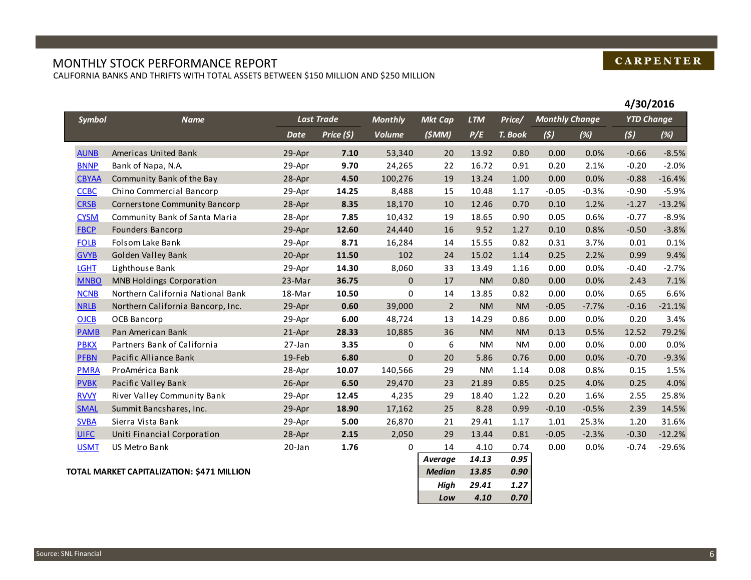# MONTHLY STOCK PERFORMANCE REPORT

CALIFORNIA BANKS AND THRIFTS WITH TOTAL ASSETS BETWEEN $150 MILLION AND $250 MILLION

CARPENTER

**4/30/2016**

| Symbol | Name | Last Trade | | Monthly | Mkt Cap | LTM | Price/ | Monthly Change | | YTD Change | |
|---|---|---|---|---|---|---|---|---|---|---|---|
| | | Date | Price ($) | Volume | ($MM) | P/E | T. Book | ($) | (%) | ($) | (%) |
| AUNB | Americas United Bank | 29-Apr | **7.10** | 53,340 | 20 | 13.92 | 0.80 | 0.00 | 0.0% | -0.66 | -8.5% |
| BNNP | Bank of Napa, N.A. | 29-Apr | **9.70** | 24,265 | 22 | 16.72 | 0.91 | 0.20 | 2.1% | -0.20 | -2.0% |
| CBYAA | Community Bank of the Bay | 28-Apr | **4.50** | 100,276 | 19 | 13.24 | 1.00 | 0.00 | 0.0% | -0.88 | -16.4% |
| CCBC | Chino Commercial Bancorp | 29-Apr | **14.25** | 8,488 | 15 | 10.48 | 1.17 | -0.05 | -0.3% | -0.90 | -5.9% |
| CRSB | Cornerstone Community Bancorp | 28-Apr | **8.35** | 18,170 | 10 | 12.46 | 0.70 | 0.10 | 1.2% | -1.27 | -13.2% |
| CYSM | Community Bank of Santa Maria | 28-Apr | **7.85** | 10,432 | 19 | 18.65 | 0.90 | 0.05 | 0.6% | -0.77 | -8.9% |
| FBCP | Founders Bancorp | 29-Apr | **12.60** | 24,440 | 16 | 9.52 | 1.27 | 0.10 | 0.8% | -0.50 | -3.8% |
| FOLB | Folsom Lake Bank | 29-Apr | **8.71** | 16,284 | 14 | 15.55 | 0.82 | 0.31 | 3.7% | 0.01 | 0.1% |
| GVYB | Golden Valley Bank | 20-Apr | **11.50** | 102 | 24 | 15.02 | 1.14 | 0.25 | 2.2% | 0.99 | 9.4% |
| LGHT | Lighthouse Bank | 29-Apr | **14.30** | 8,060 | 33 | 13.49 | 1.16 | 0.00 | 0.0% | -0.40 | -2.7% |
| MNBO | MNB Holdings Corporation | 23-Mar | **36.75** | 0 | 17 | NM | 0.80 | 0.00 | 0.0% | 2.43 | 7.1% |
| NCNB | Northern California National Bank | 18-Mar | **10.50** | 0 | 14 | 13.85 | 0.82 | 0.00 | 0.0% | 0.65 | 6.6% |
| NRLB | Northern California Bancorp, Inc. | 29-Apr | **0.60** | 39,000 | 2 | NM | NM | -0.05 | -7.7% | -0.16 | -21.1% |
| OJCB | OCB Bancorp | 29-Apr | **6.00** | 48,724 | 13 | 14.29 | 0.86 | 0.00 | 0.0% | 0.20 | 3.4% |
| PAMB | Pan American Bank | 21-Apr | **28.33** | 10,885 | 36 | NM | NM | 0.13 | 0.5% | 12.52 | 79.2% |
| PBKX | Partners Bank of California | 27-Jan | **3.35** | 0 | 6 | NM | NM | 0.00 | 0.0% | 0.00 | 0.0% |
| PFBN | Pacific Alliance Bank | 19-Feb | **6.80** | 0 | 20 | 5.86 | 0.76 | 0.00 | 0.0% | -0.70 | -9.3% |
| PMRA | ProAmérica Bank | 28-Apr | **10.07** | 140,566 | 29 | NM | 1.14 | 0.08 | 0.8% | 0.15 | 1.5% |
| PVBK | Pacific Valley Bank | 26-Apr | **6.50** | 29,470 | 23 | 21.89 | 0.85 | 0.25 | 4.0% | 0.25 | 4.0% |
| RVVY | River Valley Community Bank | 29-Apr | **12.45** | 4,235 | 29 | 18.40 | 1.22 | 0.20 | 1.6% | 2.55 | 25.8% |
| SMAL | Summit Bancshares, Inc. | 29-Apr | **18.90** | 17,162 | 25 | 8.28 | 0.99 | -0.10 | -0.5% | 2.39 | 14.5% |
| SVBA | Sierra Vista Bank | 29-Apr | **5.00** | 26,870 | 21 | 29.41 | 1.17 | 1.01 | 25.3% | 1.20 | 31.6% |
| UIFC | Uniti Financial Corporation | 28-Apr | **2.15** | 2,050 | 29 | 13.44 | 0.81 | -0.05 | -2.3% | -0.30 | -12.2% |
| USMT | US Metro Bank | 20-Jan | **1.76** | 0 | 14 | 4.10 | 0.74 | 0.00 | 0.0% | -0.74 | -29.6% |
| | | | | | ***Average*** | ***14.13*** | ***0.95*** | | | | |
| | | | | | ***Median*** | ***13.85*** | ***0.90*** | | | | |
| | | | | | ***High*** | ***29.41*** | ***1.27*** | | | | |
| | | | | | ***Low*** | ***4.10*** | ***0.70*** | | | | |

**TOTAL MARKET CAPITALIZATION: $471 MILLION**

Source: SNL Financial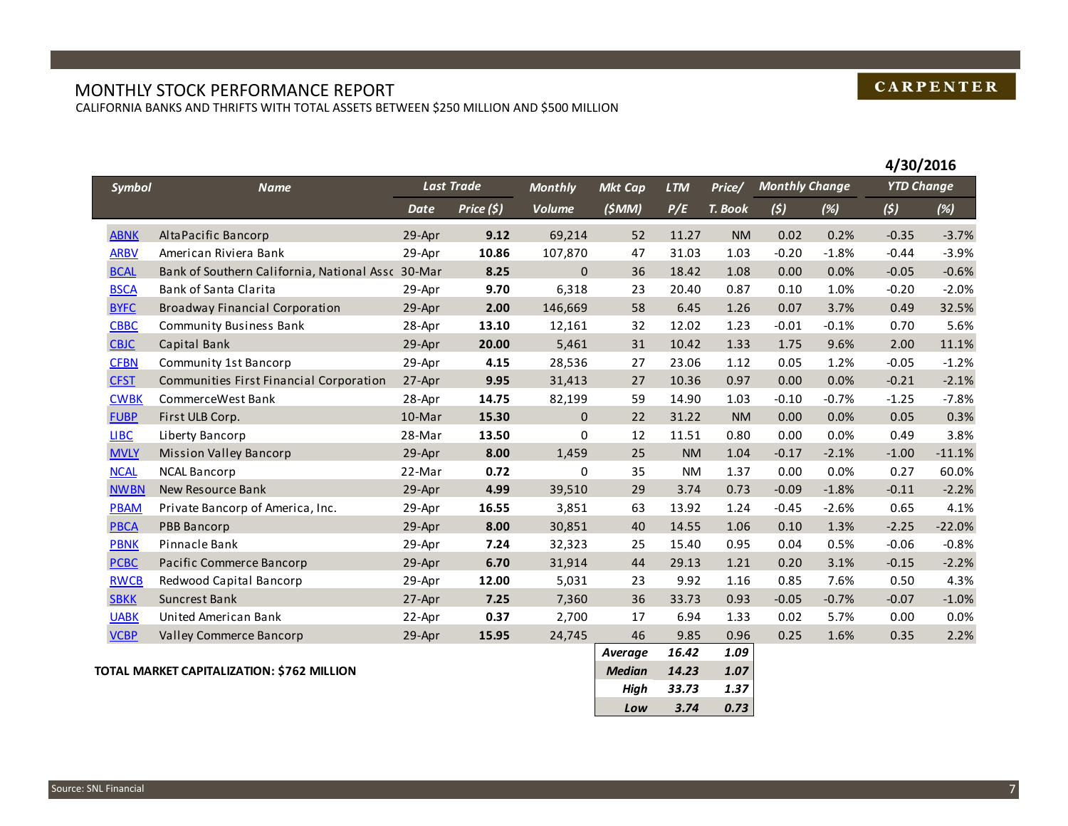# MONTHLY STOCK PERFORMANCE REPORT

CALIFORNIA BANKS AND THRIFTS WITH TOTAL ASSETS BETWEEN $250 MILLION AND $500 MILLION

CARPENTER

**4/30/2016**

| Symbol | Name | Last Trade | | Monthly | Mkt Cap | LTM | Price/ | Monthly Change | | YTD Change | |
|---|---|---|---|---|---|---|---|---|---|---|---|
| | | Date | Price ($) | Volume | ($MM) | P/E | T. Book | ($) | (%) | ($) | (%) |
| ABNK | AltaPacific Bancorp | 29-Apr | **9.12** | 69,214 | 52 | 11.27 | NM | 0.02 | 0.2% | -0.35 | -3.7% |
| ARBV | American Riviera Bank | 29-Apr | **10.86** | 107,870 | 47 | 31.03 | 1.03 | -0.20 | -1.8% | -0.44 | -3.9% |
| BCAL | Bank of Southern California, National Asso | 30-Mar | **8.25** | 0 | 36 | 18.42 | 1.08 | 0.00 | 0.0% | -0.05 | -0.6% |
| BSCA | Bank of Santa Clarita | 29-Apr | **9.70** | 6,318 | 23 | 20.40 | 0.87 | 0.10 | 1.0% | -0.20 | -2.0% |
| BYFC | Broadway Financial Corporation | 29-Apr | **2.00** | 146,669 | 58 | 6.45 | 1.26 | 0.07 | 3.7% | 0.49 | 32.5% |
| CBBC | Community Business Bank | 28-Apr | **13.10** | 12,161 | 32 | 12.02 | 1.23 | -0.01 | -0.1% | 0.70 | 5.6% |
| CBJC | Capital Bank | 29-Apr | **20.00** | 5,461 | 31 | 10.42 | 1.33 | 1.75 | 9.6% | 2.00 | 11.1% |
| CFBN | Community 1st Bancorp | 29-Apr | **4.15** | 28,536 | 27 | 23.06 | 1.12 | 0.05 | 1.2% | -0.05 | -1.2% |
| CFST | Communities First Financial Corporation | 27-Apr | **9.95** | 31,413 | 27 | 10.36 | 0.97 | 0.00 | 0.0% | -0.21 | -2.1% |
| CWBK | CommerceWest Bank | 28-Apr | **14.75** | 82,199 | 59 | 14.90 | 1.03 | -0.10 | -0.7% | -1.25 | -7.8% |
| FUBP | First ULB Corp. | 10-Mar | **15.30** | 0 | 22 | 31.22 | NM | 0.00 | 0.0% | 0.05 | 0.3% |
| LIBC | Liberty Bancorp | 28-Mar | **13.50** | 0 | 12 | 11.51 | 0.80 | 0.00 | 0.0% | 0.49 | 3.8% |
| MVLY | Mission Valley Bancorp | 29-Apr | **8.00** | 1,459 | 25 | NM | 1.04 | -0.17 | -2.1% | -1.00 | -11.1% |
| NCAL | NCAL Bancorp | 22-Mar | **0.72** | 0 | 35 | NM | 1.37 | 0.00 | 0.0% | 0.27 | 60.0% |
| NWBN | New Resource Bank | 29-Apr | **4.99** | 39,510 | 29 | 3.74 | 0.73 | -0.09 | -1.8% | -0.11 | -2.2% |
| PBAM | Private Bancorp of America, Inc. | 29-Apr | **16.55** | 3,851 | 63 | 13.92 | 1.24 | -0.45 | -2.6% | 0.65 | 4.1% |
| PBCA | PBB Bancorp | 29-Apr | **8.00** | 30,851 | 40 | 14.55 | 1.06 | 0.10 | 1.3% | -2.25 | -22.0% |
| PBNK | Pinnacle Bank | 29-Apr | **7.24** | 32,323 | 25 | 15.40 | 0.95 | 0.04 | 0.5% | -0.06 | -0.8% |
| PCBC | Pacific Commerce Bancorp | 29-Apr | **6.70** | 31,914 | 44 | 29.13 | 1.21 | 0.20 | 3.1% | -0.15 | -2.2% |
| RWCB | Redwood Capital Bancorp | 29-Apr | **12.00** | 5,031 | 23 | 9.92 | 1.16 | 0.85 | 7.6% | 0.50 | 4.3% |
| SBKK | Suncrest Bank | 27-Apr | **7.25** | 7,360 | 36 | 33.73 | 0.93 | -0.05 | -0.7% | -0.07 | -1.0% |
| UABK | United American Bank | 22-Apr | **0.37** | 2,700 | 17 | 6.94 | 1.33 | 0.02 | 5.7% | 0.00 | 0.0% |
| VCBP | Valley Commerce Bancorp | 29-Apr | **15.95** | 24,745 | 46 | 9.85 | 0.96 | 0.25 | 1.6% | 0.35 | 2.2% |
| | | | | | *Average* | *16.42* | *1.09* | | | | |
| | | | | | *Median* | *14.23* | *1.07* | | | | |
| | | | | | *High* | *33.73* | *1.37* | | | | |
| | | | | | *Low* | *3.74* | *0.73* | | | | |

**TOTAL MARKET CAPITALIZATION: $762 MILLION**

Source: SNL Financial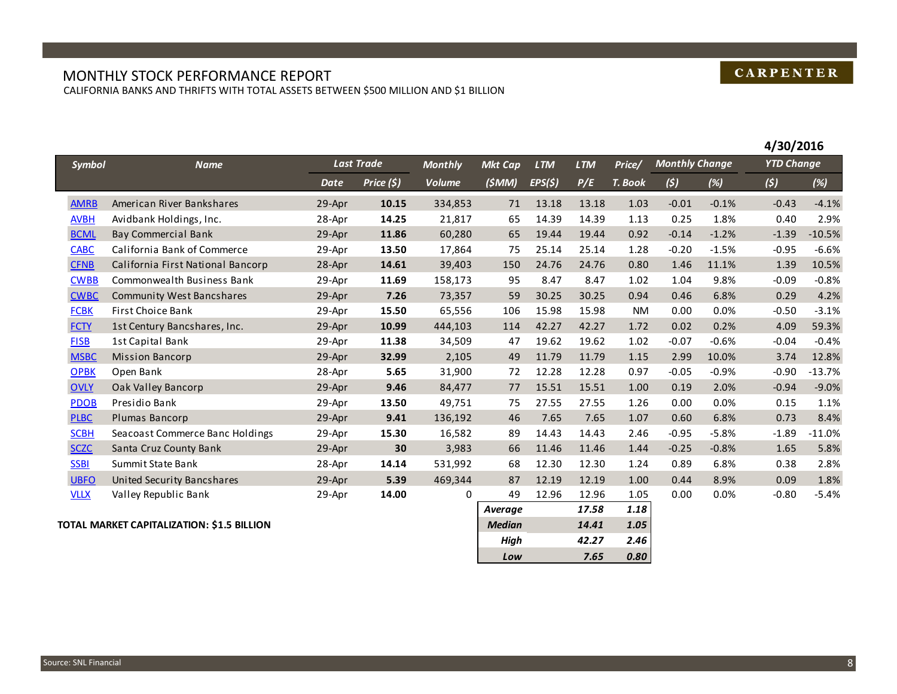CARPENTER

# MONTHLY STOCK PERFORMANCE REPORT

CALIFORNIA BANKS AND THRIFTS WITH TOTAL ASSETS BETWEEN $500 MILLION AND $1 BILLION

**4/30/2016**

| Symbol | Name | Last Trade | | Monthly | Mkt Cap | LTM | LTM | Price/ | Monthly Change | | YTD Change | |
|---|---|---|---|---|---|---|---|---|---|---|---|---|
| | | Date | Price ($) | Volume | ($MM) | EPS($) | P/E | T. Book | ($) | (%) | ($) | (%) |
| AMRB | American River Bankshares | 29-Apr | **10.15** | 334,853 | 71 | 13.18 | 13.18 | 1.03 | -0.01 | -0.1% | -0.43 | -4.1% |
| AVBH | Avidbank Holdings, Inc. | 28-Apr | **14.25** | 21,817 | 65 | 14.39 | 14.39 | 1.13 | 0.25 | 1.8% | 0.40 | 2.9% |
| BCML | Bay Commercial Bank | 29-Apr | **11.86** | 60,280 | 65 | 19.44 | 19.44 | 0.92 | -0.14 | -1.2% | -1.39 | -10.5% |
| CABC | California Bank of Commerce | 29-Apr | **13.50** | 17,864 | 75 | 25.14 | 25.14 | 1.28 | -0.20 | -1.5% | -0.95 | -6.6% |
| CFNB | California First National Bancorp | 28-Apr | **14.61** | 39,403 | 150 | 24.76 | 24.76 | 0.80 | 1.46 | 11.1% | 1.39 | 10.5% |
| CWBB | Commonwealth Business Bank | 29-Apr | **11.69** | 158,173 | 95 | 8.47 | 8.47 | 1.02 | 1.04 | 9.8% | -0.09 | -0.8% |
| CWBC | Community West Bancshares | 29-Apr | **7.26** | 73,357 | 59 | 30.25 | 30.25 | 0.94 | 0.46 | 6.8% | 0.29 | 4.2% |
| FCBK | First Choice Bank | 29-Apr | **15.50** | 65,556 | 106 | 15.98 | 15.98 | NM | 0.00 | 0.0% | -0.50 | -3.1% |
| FCTY | 1st Century Bancshares, Inc. | 29-Apr | **10.99** | 444,103 | 114 | 42.27 | 42.27 | 1.72 | 0.02 | 0.2% | 4.09 | 59.3% |
| FISB | 1st Capital Bank | 29-Apr | **11.38** | 34,509 | 47 | 19.62 | 19.62 | 1.02 | -0.07 | -0.6% | -0.04 | -0.4% |
| MSBC | Mission Bancorp | 29-Apr | **32.99** | 2,105 | 49 | 11.79 | 11.79 | 1.15 | 2.99 | 10.0% | 3.74 | 12.8% |
| OPBK | Open Bank | 28-Apr | **5.65** | 31,900 | 72 | 12.28 | 12.28 | 0.97 | -0.05 | -0.9% | -0.90 | -13.7% |
| OVLY | Oak Valley Bancorp | 29-Apr | **9.46** | 84,477 | 77 | 15.51 | 15.51 | 1.00 | 0.19 | 2.0% | -0.94 | -9.0% |
| PDOB | Presidio Bank | 29-Apr | **13.50** | 49,751 | 75 | 27.55 | 27.55 | 1.26 | 0.00 | 0.0% | 0.15 | 1.1% |
| PLBC | Plumas Bancorp | 29-Apr | **9.41** | 136,192 | 46 | 7.65 | 7.65 | 1.07 | 0.60 | 6.8% | 0.73 | 8.4% |
| SCBH | Seacoast Commerce Banc Holdings | 29-Apr | **15.30** | 16,582 | 89 | 14.43 | 14.43 | 2.46 | -0.95 | -5.8% | -1.89 | -11.0% |
| SCZC | Santa Cruz County Bank | 29-Apr | **30** | 3,983 | 66 | 11.46 | 11.46 | 1.44 | -0.25 | -0.8% | 1.65 | 5.8% |
| SSBI | Summit State Bank | 28-Apr | **14.14** | 531,992 | 68 | 12.30 | 12.30 | 1.24 | 0.89 | 6.8% | 0.38 | 2.8% |
| UBFO | United Security Bancshares | 29-Apr | **5.39** | 469,344 | 87 | 12.19 | 12.19 | 1.00 | 0.44 | 8.9% | 0.09 | 1.8% |
| VLLX | Valley Republic Bank | 29-Apr | **14.00** | 0 | 49 | 12.96 | 12.96 | 1.05 | 0.00 | 0.0% | -0.80 | -5.4% |
| | | | | | ***Average*** | | ***17.58*** | ***1.18*** | | | | |
| | | | | | ***Median*** | | ***14.41*** | ***1.05*** | | | | |
| | | | | | ***High*** | | ***42.27*** | ***2.46*** | | | | |
| | | | | | ***Low*** | | ***7.65*** | ***0.80*** | | | | |

**TOTAL MARKET CAPITALIZATION: $1.5 BILLION**

Source: SNL Financial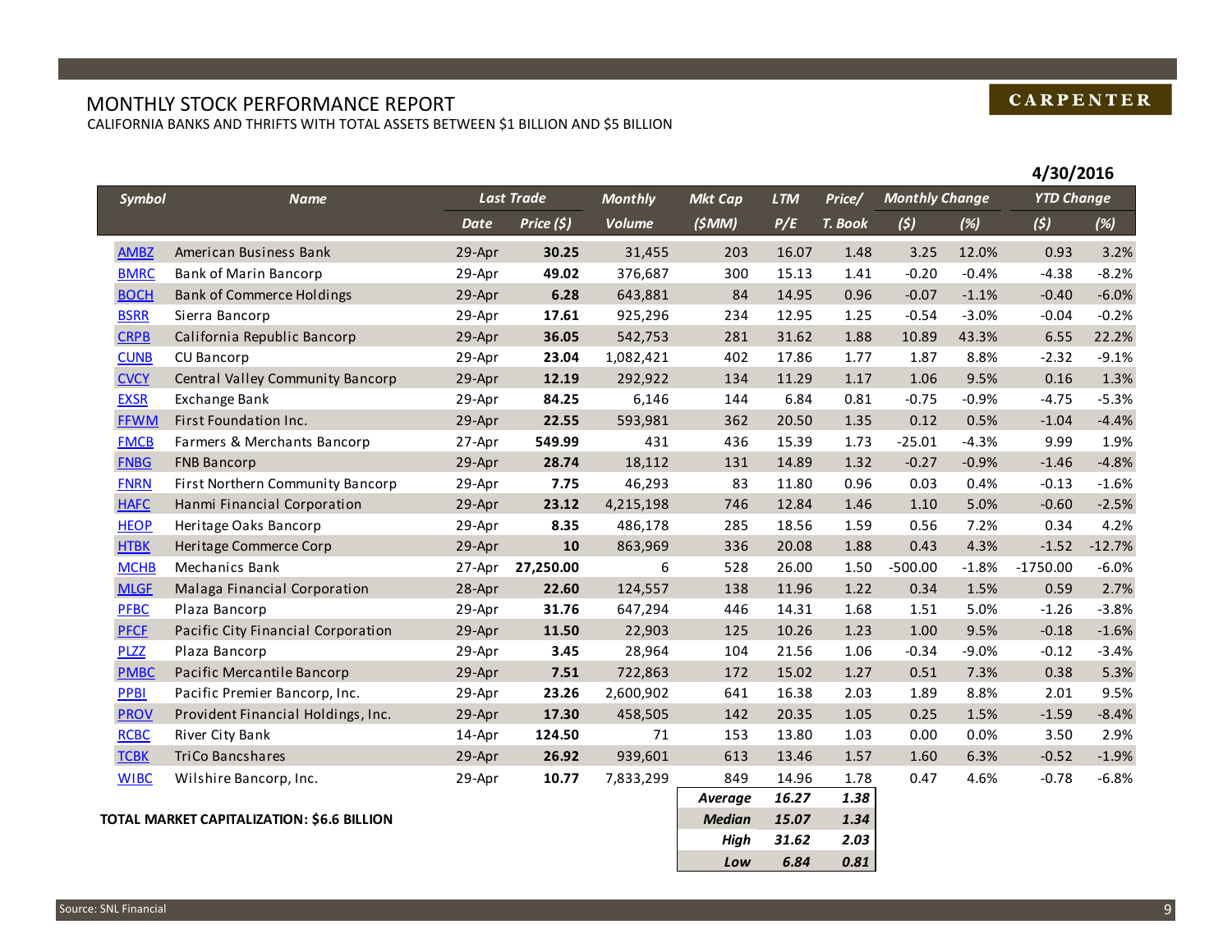CARPENTER

# MONTHLY STOCK PERFORMANCE REPORT

CALIFORNIA BANKS AND THRIFTS WITH TOTAL ASSETS BETWEEN $1 BILLION AND $5 BILLION

**4/30/2016**

| Symbol | Name | Last Trade | | Monthly | Mkt Cap | LTM | Price/ | Monthly Change | | YTD Change | |
|---|---|---|---|---|---|---|---|---|---|---|---|
| | | Date | Price ($) | Volume | ($MM) | P/E | T. Book | ($) | (%) | ($) | (%) |
| AMBZ | American Business Bank | 29-Apr | **30.25** | 31,455 | 203 | 16.07 | 1.48 | 3.25 | 12.0% | 0.93 | 3.2% |
| BMRC | Bank of Marin Bancorp | 29-Apr | **49.02** | 376,687 | 300 | 15.13 | 1.41 | -0.20 | -0.4% | -4.38 | -8.2% |
| BOCH | Bank of Commerce Holdings | 29-Apr | **6.28** | 643,881 | 84 | 14.95 | 0.96 | -0.07 | -1.1% | -0.40 | -6.0% |
| BSRR | Sierra Bancorp | 29-Apr | **17.61** | 925,296 | 234 | 12.95 | 1.25 | -0.54 | -3.0% | -0.04 | -0.2% |
| CRPB | California Republic Bancorp | 29-Apr | **36.05** | 542,753 | 281 | 31.62 | 1.88 | 10.89 | 43.3% | 6.55 | 22.2% |
| CUNB | CU Bancorp | 29-Apr | **23.04** | 1,082,421 | 402 | 17.86 | 1.77 | 1.87 | 8.8% | -2.32 | -9.1% |
| CVCY | Central Valley Community Bancorp | 29-Apr | **12.19** | 292,922 | 134 | 11.29 | 1.17 | 1.06 | 9.5% | 0.16 | 1.3% |
| EXSR | Exchange Bank | 29-Apr | **84.25** | 6,146 | 144 | 6.84 | 0.81 | -0.75 | -0.9% | -4.75 | -5.3% |
| FFWM | First Foundation Inc. | 29-Apr | **22.55** | 593,981 | 362 | 20.50 | 1.35 | 0.12 | 0.5% | -1.04 | -4.4% |
| FMCB | Farmers & Merchants Bancorp | 27-Apr | **549.99** | 431 | 436 | 15.39 | 1.73 | -25.01 | -4.3% | 9.99 | 1.9% |
| FNBG | FNB Bancorp | 29-Apr | **28.74** | 18,112 | 131 | 14.89 | 1.32 | -0.27 | -0.9% | -1.46 | -4.8% |
| FNRN | First Northern Community Bancorp | 29-Apr | **7.75** | 46,293 | 83 | 11.80 | 0.96 | 0.03 | 0.4% | -0.13 | -1.6% |
| HAFC | Hanmi Financial Corporation | 29-Apr | **23.12** | 4,215,198 | 746 | 12.84 | 1.46 | 1.10 | 5.0% | -0.60 | -2.5% |
| HEOP | Heritage Oaks Bancorp | 29-Apr | **8.35** | 486,178 | 285 | 18.56 | 1.59 | 0.56 | 7.2% | 0.34 | 4.2% |
| HTBK | Heritage Commerce Corp | 29-Apr | **10** | 863,969 | 336 | 20.08 | 1.88 | 0.43 | 4.3% | -1.52 | -12.7% |
| MCHB | Mechanics Bank | 27-Apr | **27,250.00** | 6 | 528 | 26.00 | 1.50 | -500.00 | -1.8% | -1750.00 | -6.0% |
| MLGF | Malaga Financial Corporation | 28-Apr | **22.60** | 124,557 | 138 | 11.96 | 1.22 | 0.34 | 1.5% | 0.59 | 2.7% |
| PFBC | Plaza Bancorp | 29-Apr | **31.76** | 647,294 | 446 | 14.31 | 1.68 | 1.51 | 5.0% | -1.26 | -3.8% |
| PFCF | Pacific City Financial Corporation | 29-Apr | **11.50** | 22,903 | 125 | 10.26 | 1.23 | 1.00 | 9.5% | -0.18 | -1.6% |
| PLZZ | Plaza Bancorp | 29-Apr | **3.45** | 28,964 | 104 | 21.56 | 1.06 | -0.34 | -9.0% | -0.12 | -3.4% |
| PMBC | Pacific Mercantile Bancorp | 29-Apr | **7.51** | 722,863 | 172 | 15.02 | 1.27 | 0.51 | 7.3% | 0.38 | 5.3% |
| PPBI | Pacific Premier Bancorp, Inc. | 29-Apr | **23.26** | 2,600,902 | 641 | 16.38 | 2.03 | 1.89 | 8.8% | 2.01 | 9.5% |
| PROV | Provident Financial Holdings, Inc. | 29-Apr | **17.30** | 458,505 | 142 | 20.35 | 1.05 | 0.25 | 1.5% | -1.59 | -8.4% |
| RCBC | River City Bank | 14-Apr | **124.50** | 71 | 153 | 13.80 | 1.03 | 0.00 | 0.0% | 3.50 | 2.9% |
| TCBK | TriCo Bancshares | 29-Apr | **26.92** | 939,601 | 613 | 13.46 | 1.57 | 1.60 | 6.3% | -0.52 | -1.9% |
| WIBC | Wilshire Bancorp, Inc. | 29-Apr | **10.77** | 7,833,299 | 849 | 14.96 | 1.78 | 0.47 | 4.6% | -0.78 | -6.8% |
| | | | | | ***Average*** | ***16.27*** | ***1.38*** | | | | |
| | | | | | ***Median*** | ***15.07*** | ***1.34*** | | | | |
| | | | | | ***High*** | ***31.62*** | ***2.03*** | | | | |
| | | | | | ***Low*** | ***6.84*** | ***0.81*** | | | | |

**TOTAL MARKET CAPITALIZATION: $6.6 BILLION**

Source: SNL Financial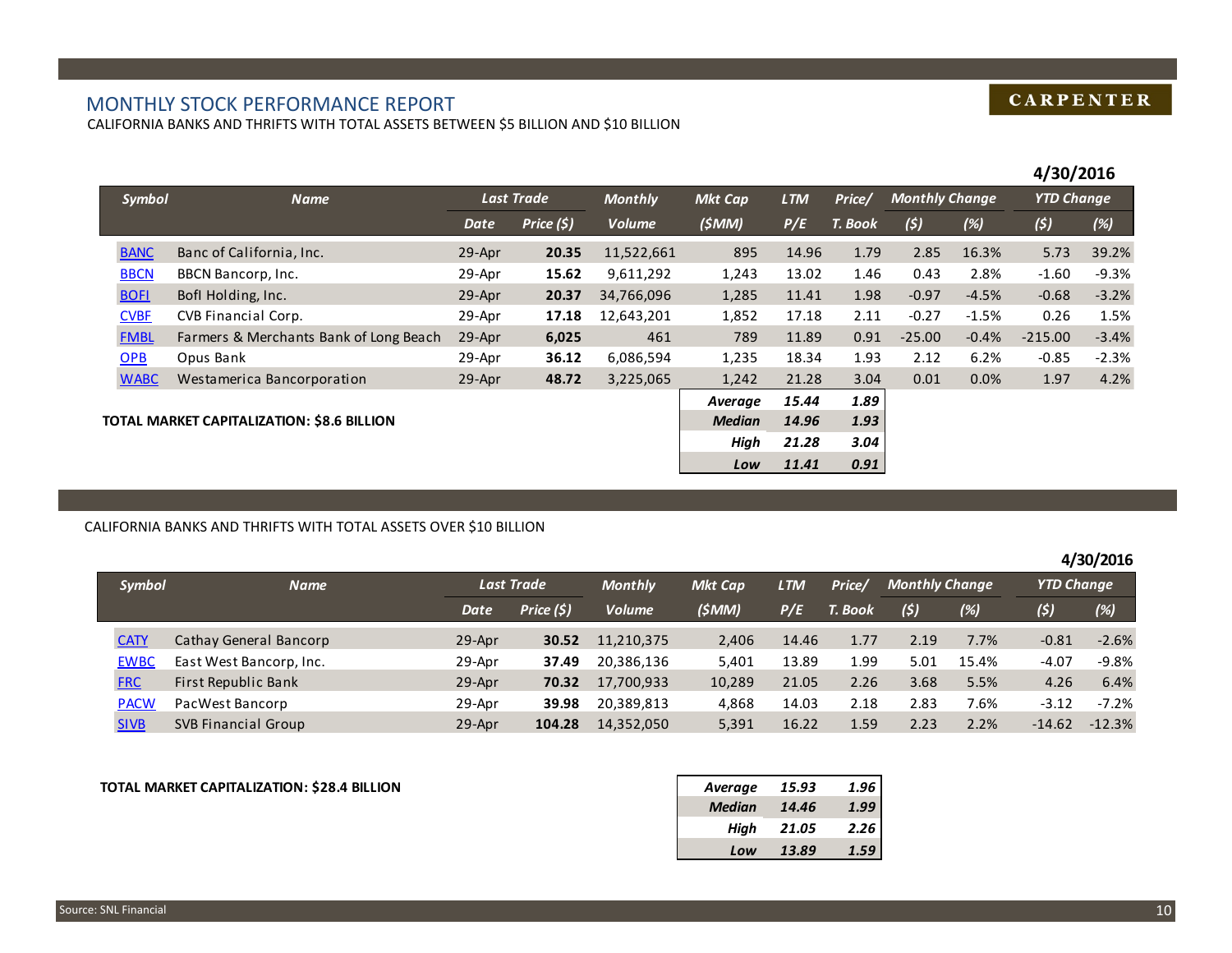## MONTHLY STOCK PERFORMANCE REPORT

CALIFORNIA BANKS AND THRIFTS WITH TOTAL ASSETS BETWEEN $5 BILLION AND $10 BILLION

**4/30/2016**

| Symbol | Name | Last Trade | | Monthly | Mkt Cap | LTM | Price/ | Monthly Change | | YTD Change | |
|---|---|---|---|---|---|---|---|---|---|---|---|
| | | Date | Price ($) | Volume | ($MM) | P/E | T. Book | ($) | (%) | ($) | (%) |
| BANC | Banc of California, Inc. | 29-Apr | **20.35** | 11,522,661 | 895 | 14.96 | 1.79 | 2.85 | 16.3% | 5.73 | 39.2% |
| BBCN | BBCN Bancorp, Inc. | 29-Apr | **15.62** | 9,611,292 | 1,243 | 13.02 | 1.46 | 0.43 | 2.8% | -1.60 | -9.3% |
| BOFI | BofI Holding, Inc. | 29-Apr | **20.37** | 34,766,096 | 1,285 | 11.41 | 1.98 | -0.97 | -4.5% | -0.68 | -3.2% |
| CVBF | CVB Financial Corp. | 29-Apr | **17.18** | 12,643,201 | 1,852 | 17.18 | 2.11 | -0.27 | -1.5% | 0.26 | 1.5% |
| FMBL | Farmers & Merchants Bank of Long Beach | 29-Apr | **6,025** | 461 | 789 | 11.89 | 0.91 | -25.00 | -0.4% | -215.00 | -3.4% |
| OPB | Opus Bank | 29-Apr | **36.12** | 6,086,594 | 1,235 | 18.34 | 1.93 | 2.12 | 6.2% | -0.85 | -2.3% |
| WABC | Westamerica Bancorporation | 29-Apr | **48.72** | 3,225,065 | 1,242 | 21.28 | 3.04 | 0.01 | 0.0% | 1.97 | 4.2% |

**TOTAL MARKET CAPITALIZATION: $8.6 BILLION**

| | LTM P/E | Price/ T. Book |
|---|---|---|
| *Average* | *15.44* | *1.89* |
| *Median* | *14.96* | *1.93* |
| *High* | *21.28* | *3.04* |
| *Low* | *11.41* | *0.91* |

CALIFORNIA BANKS AND THRIFTS WITH TOTAL ASSETS OVER $10 BILLION

**4/30/2016**

| Symbol | Name | Last Trade | | Monthly | Mkt Cap | LTM | Price/ | Monthly Change | | YTD Change | |
|---|---|---|---|---|---|---|---|---|---|---|---|
| | | Date | Price ($) | Volume | ($MM) | P/E | T. Book | ($) | (%) | ($) | (%) |
| CATY | Cathay General Bancorp | 29-Apr | **30.52** | 11,210,375 | 2,406 | 14.46 | 1.77 | 2.19 | 7.7% | -0.81 | -2.6% |
| EWBC | East West Bancorp, Inc. | 29-Apr | **37.49** | 20,386,136 | 5,401 | 13.89 | 1.99 | 5.01 | 15.4% | -4.07 | -9.8% |
| FRC | First Republic Bank | 29-Apr | **70.32** | 17,700,933 | 10,289 | 21.05 | 2.26 | 3.68 | 5.5% | 4.26 | 6.4% |
| PACW | PacWest Bancorp | 29-Apr | **39.98** | 20,389,813 | 4,868 | 14.03 | 2.18 | 2.83 | 7.6% | -3.12 | -7.2% |
| SIVB | SVB Financial Group | 29-Apr | **104.28** | 14,352,050 | 5,391 | 16.22 | 1.59 | 2.23 | 2.2% | -14.62 | -12.3% |

**TOTAL MARKET CAPITALIZATION: $28.4 BILLION**

| | LTM P/E | Price/ T. Book |
|---|---|---|
| *Average* | *15.93* | *1.96* |
| *Median* | *14.46* | *1.99* |
| *High* | *21.05* | *2.26* |
| *Low* | *13.89* | *1.59* |

Source: SNL Financial